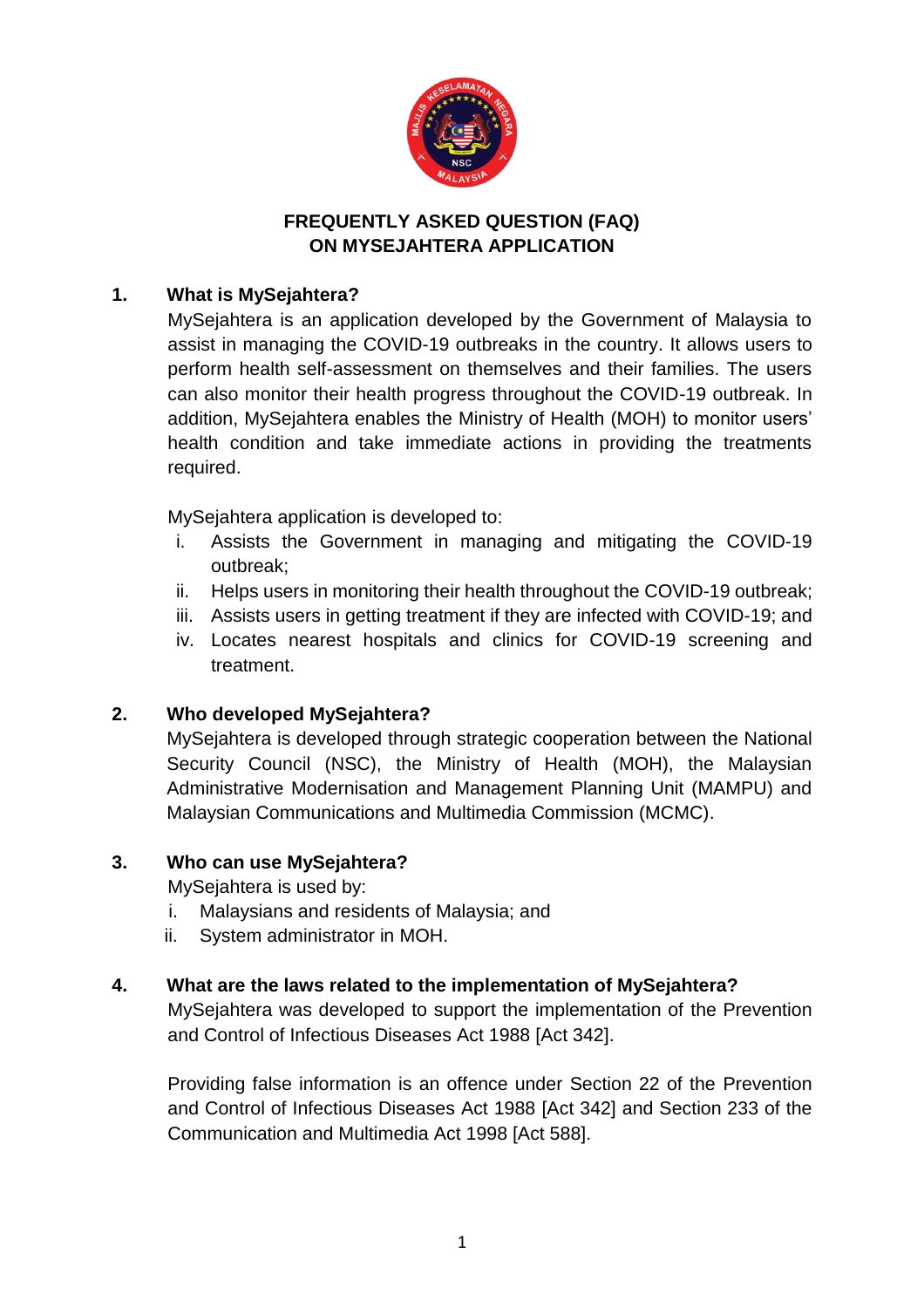# FREQUENTLY ASKED QUESTION (FAQ) ON MYSEJAHTERA APPLICATION

## 1. What is MySejahtera?

MySejahtera is an application developed by the Government of Malaysia to assist in managing the COVID-19 outbreaks in the country. It allows users to perform health self-assessment on themselves and their families. The users can also monitor their health progress throughout the COVID-19 outbreak. In addition, MySejahtera enables the Ministry of Health (MOH) to monitor users' health condition and take immediate actions in providing the treatments required.

MySejahtera application is developed to:

i. Assists the Government in managing and mitigating the COVID-19 outbreak;
ii. Helps users in monitoring their health throughout the COVID-19 outbreak;
iii. Assists users in getting treatment if they are infected with COVID-19; and
iv. Locates nearest hospitals and clinics for COVID-19 screening and treatment.

## 2. Who developed MySejahtera?

MySejahtera is developed through strategic cooperation between the National Security Council (NSC), the Ministry of Health (MOH), the Malaysian Administrative Modernisation and Management Planning Unit (MAMPU) and Malaysian Communications and Multimedia Commission (MCMC).

## 3. Who can use MySejahtera?

MySejahtera is used by:

i. Malaysians and residents of Malaysia; and
ii. System administrator in MOH.

## 4. What are the laws related to the implementation of MySejahtera?

MySejahtera was developed to support the implementation of the Prevention and Control of Infectious Diseases Act 1988 [Act 342].

Providing false information is an offence under Section 22 of the Prevention and Control of Infectious Diseases Act 1988 [Act 342] and Section 233 of the Communication and Multimedia Act 1998 [Act 588].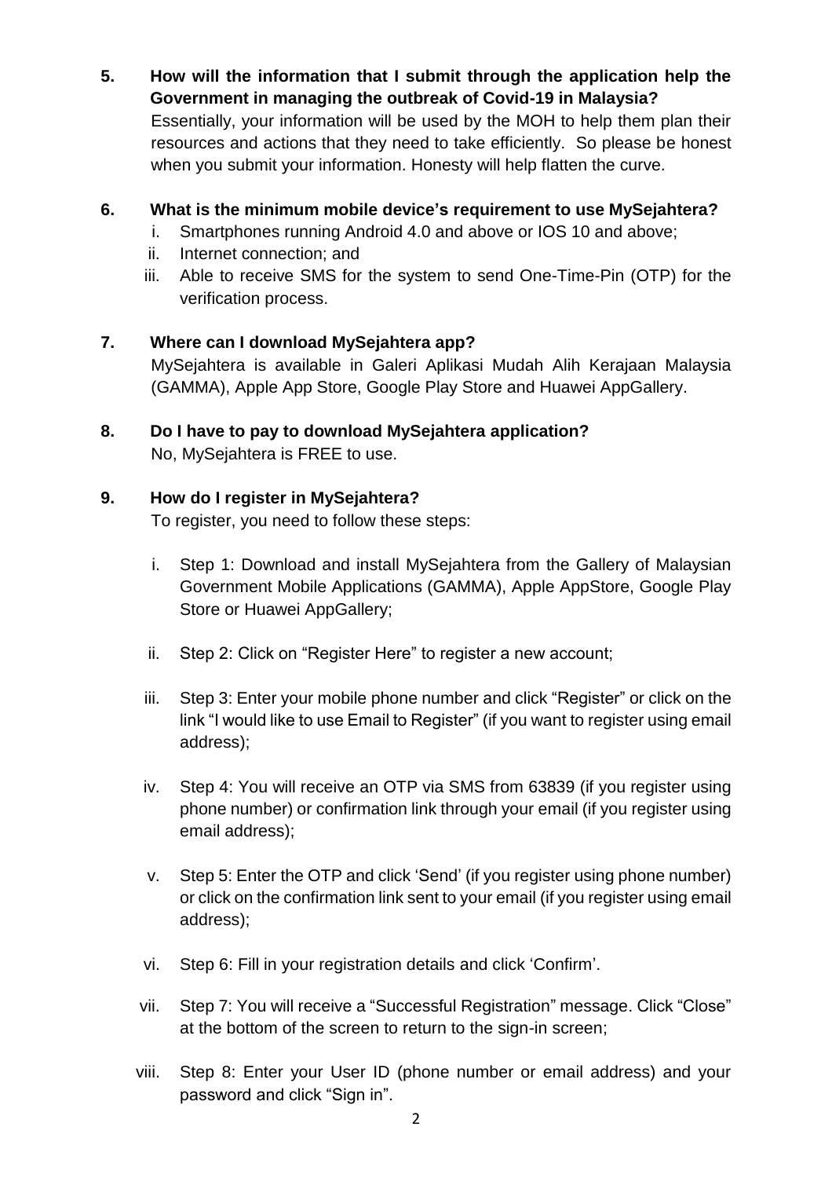**5. How will the information that I submit through the application help the Government in managing the outbreak of Covid-19 in Malaysia?**

Essentially, your information will be used by the MOH to help them plan their resources and actions that they need to take efficiently. So please be honest when you submit your information. Honesty will help flatten the curve.

**6. What is the minimum mobile device's requirement to use MySejahtera?**

i. Smartphones running Android 4.0 and above or IOS 10 and above;

ii. Internet connection; and

iii. Able to receive SMS for the system to send One-Time-Pin (OTP) for the verification process.

**7. Where can I download MySejahtera app?**

MySejahtera is available in Galeri Aplikasi Mudah Alih Kerajaan Malaysia (GAMMA), Apple App Store, Google Play Store and Huawei AppGallery.

**8. Do I have to pay to download MySejahtera application?**

No, MySejahtera is FREE to use.

**9. How do I register in MySejahtera?**

To register, you need to follow these steps:

i. Step 1: Download and install MySejahtera from the Gallery of Malaysian Government Mobile Applications (GAMMA), Apple AppStore, Google Play Store or Huawei AppGallery;

ii. Step 2: Click on "Register Here" to register a new account;

iii. Step 3: Enter your mobile phone number and click "Register" or click on the link "I would like to use Email to Register" (if you want to register using email address);

iv. Step 4: You will receive an OTP via SMS from 63839 (if you register using phone number) or confirmation link through your email (if you register using email address);

v. Step 5: Enter the OTP and click 'Send' (if you register using phone number) or click on the confirmation link sent to your email (if you register using email address);

vi. Step 6: Fill in your registration details and click 'Confirm'.

vii. Step 7: You will receive a "Successful Registration" message. Click "Close" at the bottom of the screen to return to the sign-in screen;

viii. Step 8: Enter your User ID (phone number or email address) and your password and click "Sign in".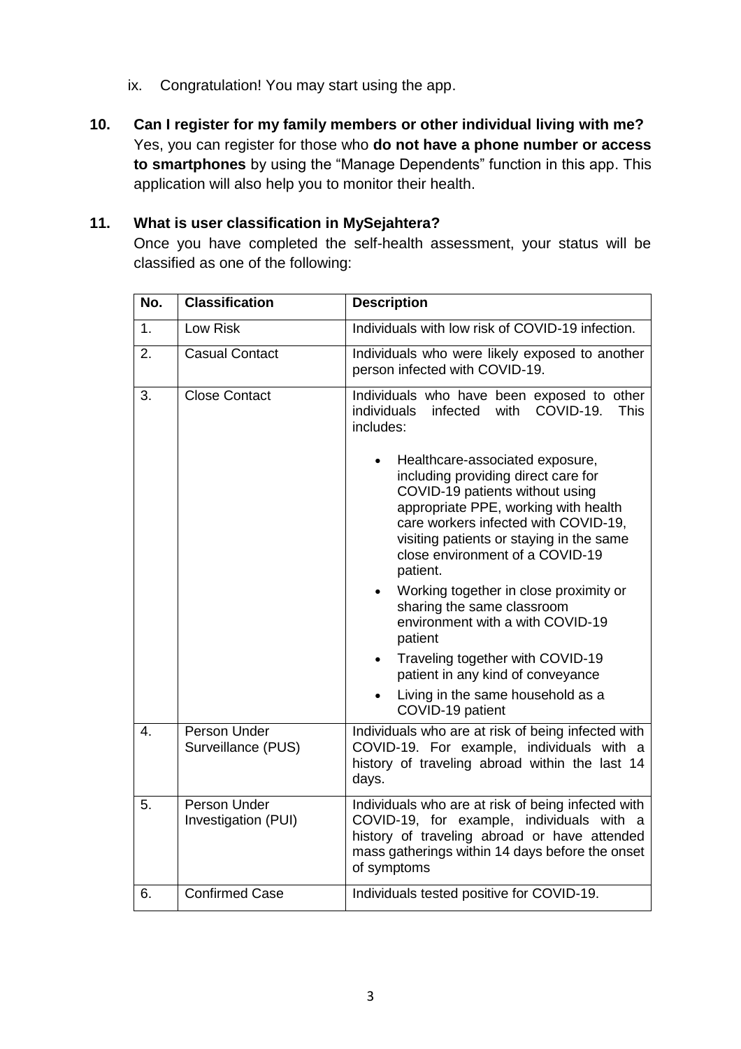ix. Congratulation! You may start using the app.

**10. Can I register for my family members or other individual living with me?**

Yes, you can register for those who **do not have a phone number or access to smartphones** by using the "Manage Dependents" function in this app. This application will also help you to monitor their health.

**11. What is user classification in MySejahtera?**

Once you have completed the self-health assessment, your status will be classified as one of the following:

| No. | Classification | Description |
|---|---|---|
| 1. | Low Risk | Individuals with low risk of COVID-19 infection. |
| 2. | Casual Contact | Individuals who were likely exposed to another person infected with COVID-19. |
| 3. | Close Contact | Individuals who have been exposed to other individuals infected with COVID-19. This includes:<br>• Healthcare-associated exposure, including providing direct care for COVID-19 patients without using appropriate PPE, working with health care workers infected with COVID-19, visiting patients or staying in the same close environment of a COVID-19 patient.<br>• Working together in close proximity or sharing the same classroom environment with a with COVID-19 patient<br>• Traveling together with COVID-19 patient in any kind of conveyance<br>• Living in the same household as a COVID-19 patient |
| 4. | Person Under Surveillance (PUS) | Individuals who are at risk of being infected with COVID-19. For example, individuals with a history of traveling abroad within the last 14 days. |
| 5. | Person Under Investigation (PUI) | Individuals who are at risk of being infected with COVID-19, for example, individuals with a history of traveling abroad or have attended mass gatherings within 14 days before the onset of symptoms |
| 6. | Confirmed Case | Individuals tested positive for COVID-19. |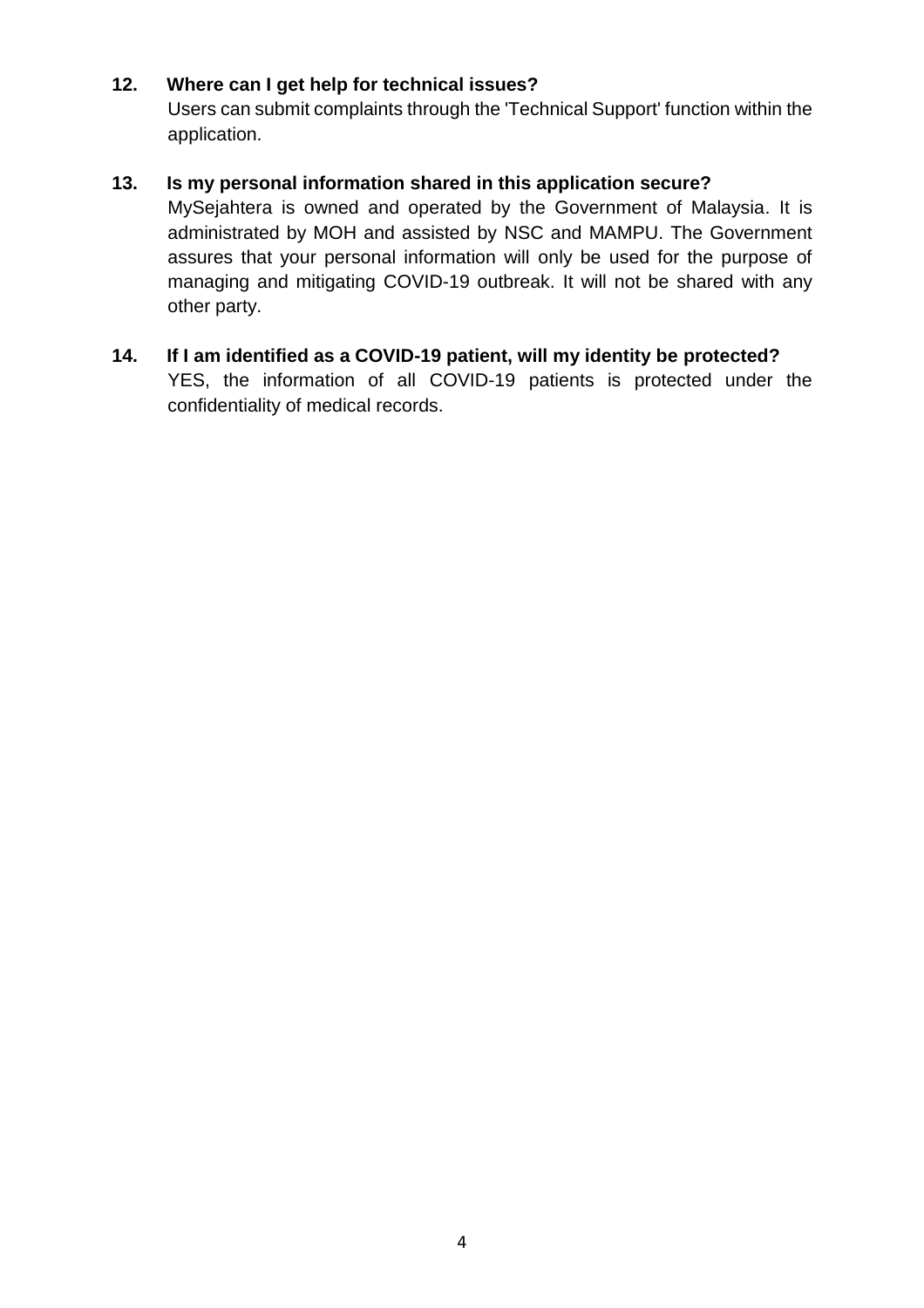**12. Where can I get help for technical issues?**

Users can submit complaints through the 'Technical Support' function within the application.

**13. Is my personal information shared in this application secure?**

MySejahtera is owned and operated by the Government of Malaysia. It is administrated by MOH and assisted by NSC and MAMPU. The Government assures that your personal information will only be used for the purpose of managing and mitigating COVID-19 outbreak. It will not be shared with any other party.

**14. If I am identified as a COVID-19 patient, will my identity be protected?**

YES, the information of all COVID-19 patients is protected under the confidentiality of medical records.